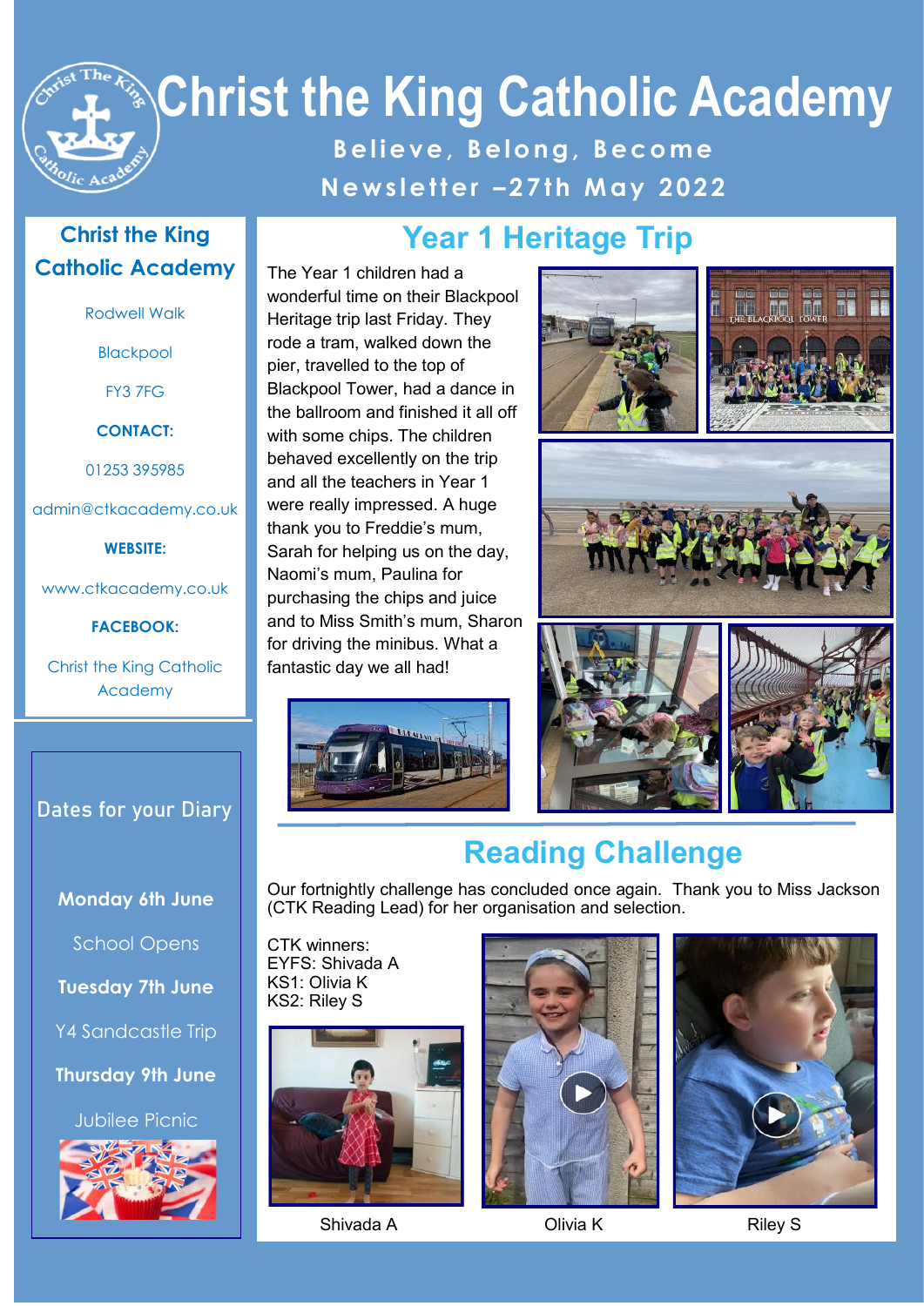# Christ the King Catholic Academy

**Believe, Belong, Become**

**Newsletter –27th May 2022**

## Christ the King Catholic Academy

Rodwell Walk

Blackpool

FY3 7FG

**CONTACT:**

01253 395985

admin@ctkacademy.co.uk

**WEBSITE:**

www.ctkacademy.co.uk

**FACEBOOK:**

Christ the King Catholic Academy

## Dates for your Diary

**Monday 6th June**

School Opens

**Tuesday 7th June**

Y4 Sandcastle Trip

**Thursday 9th June**

Jubilee Picnic

## Year 1 Heritage Trip

The Year 1 children had a wonderful time on their Blackpool Heritage trip last Friday. They rode a tram, walked down the pier, travelled to the top of Blackpool Tower, had a dance in the ballroom and finished it all off with some chips. The children behaved excellently on the trip and all the teachers in Year 1 were really impressed. A huge thank you to Freddie's mum, Sarah for helping us on the day, Naomi's mum, Paulina for purchasing the chips and juice and to Miss Smith's mum, Sharon for driving the minibus. What a fantastic day we all had!

## Reading Challenge

Our fortnightly challenge has concluded once again. Thank you to Miss Jackson (CTK Reading Lead) for her organisation and selection.

CTK winners:
EYFS: Shivada A
KS1: Olivia K
KS2: Riley S

Shivada A

Olivia K

Riley S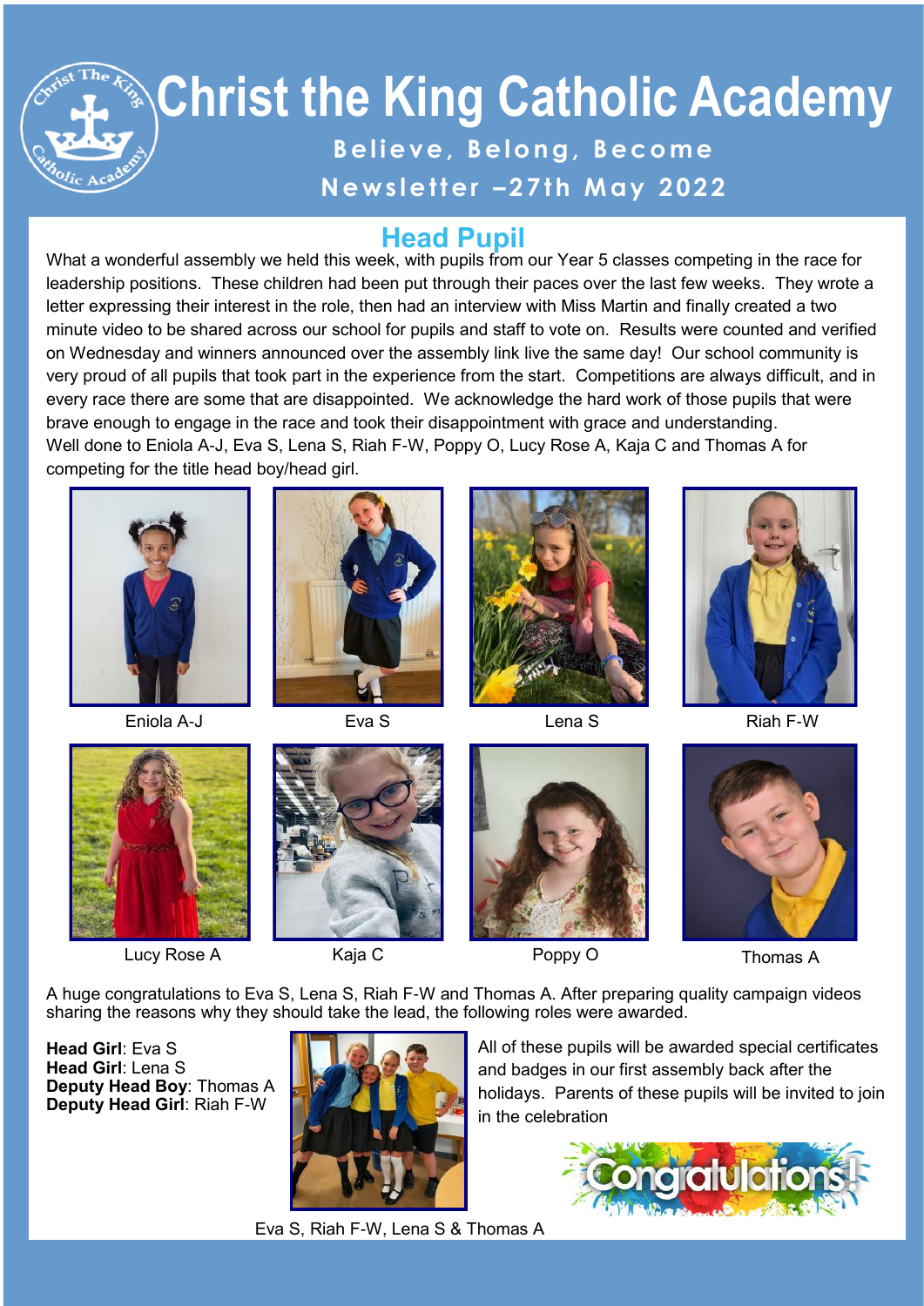# Christ the King Catholic Academy

**Believe, Belong, Become**

**Newsletter –27th May 2022**

## Head Pupil

What a wonderful assembly we held this week, with pupils from our Year 5 classes competing in the race for leadership positions. These children had been put through their paces over the last few weeks. They wrote a letter expressing their interest in the role, then had an interview with Miss Martin and finally created a two minute video to be shared across our school for pupils and staff to vote on. Results were counted and verified on Wednesday and winners announced over the assembly link live the same day! Our school community is very proud of all pupils that took part in the experience from the start. Competitions are always difficult, and in every race there are some that are disappointed. We acknowledge the hard work of those pupils that were brave enough to engage in the race and took their disappointment with grace and understanding.
Well done to Eniola A-J, Eva S, Lena S, Riah F-W, Poppy O, Lucy Rose A, Kaja C and Thomas A for competing for the title head boy/head girl.

Eniola A-J

Eva S

Lena S

Riah F-W

Lucy Rose A

Kaja C

Poppy O

Thomas A

A huge congratulations to Eva S, Lena S, Riah F-W and Thomas A. After preparing quality campaign videos sharing the reasons why they should take the lead, the following roles were awarded.

**Head Girl**: Eva S
**Head Girl**: Lena S
**Deputy Head Boy**: Thomas A
**Deputy Head Girl**: Riah F-W

All of these pupils will be awarded special certificates and badges in our first assembly back after the holidays. Parents of these pupils will be invited to join in the celebration

Congratulations!

Eva S, Riah F-W, Lena S & Thomas A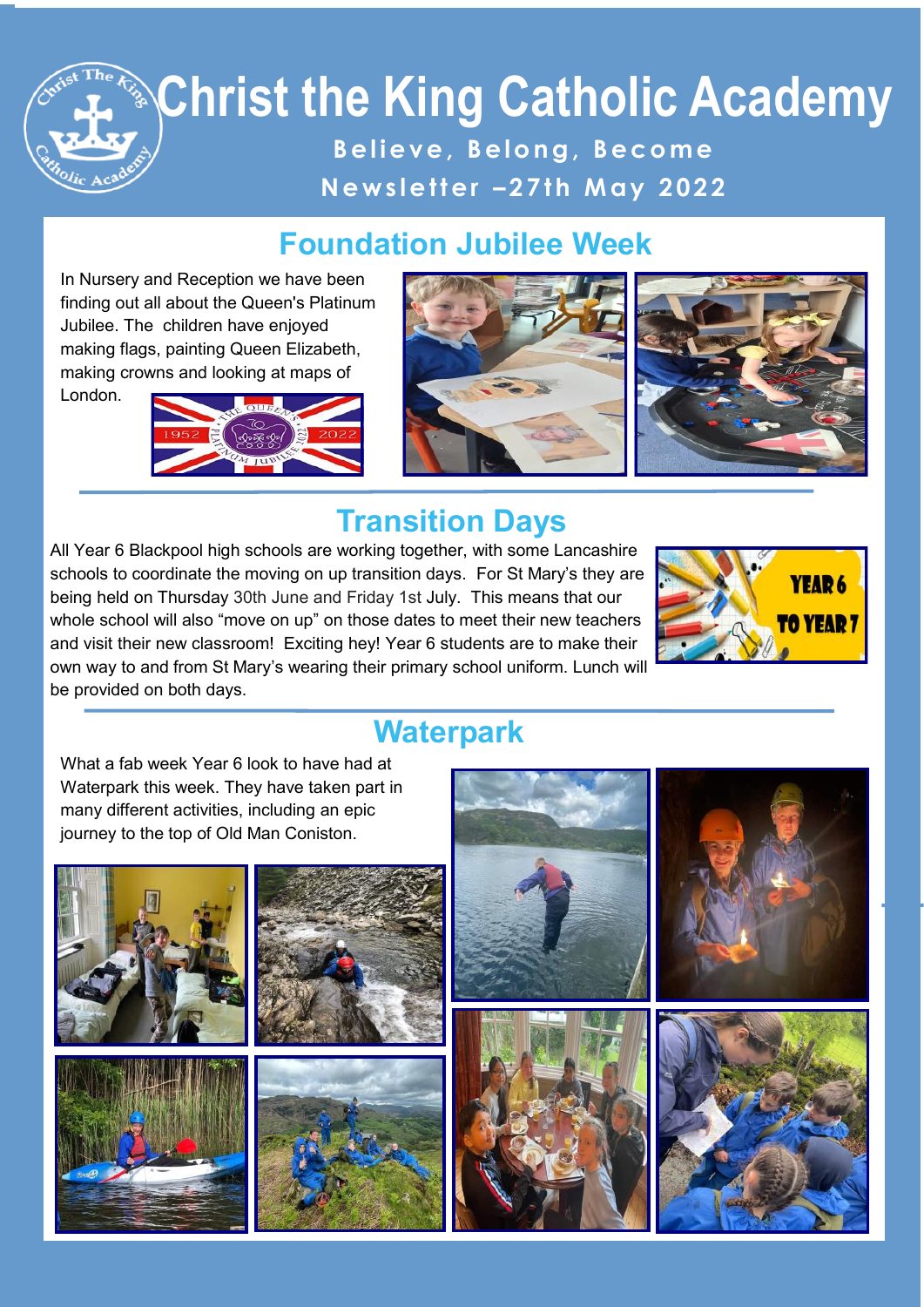# Christ the King Catholic Academy

**Believe, Belong, Become**

**Newsletter –27th May 2022**

## Foundation Jubilee Week

In Nursery and Reception we have been finding out all about the Queen's Platinum Jubilee. The children have enjoyed making flags, painting Queen Elizabeth, making crowns and looking at maps of London.

## Transition Days

All Year 6 Blackpool high schools are working together, with some Lancashire schools to coordinate the moving on up transition days. For St Mary's they are being held on Thursday 30th June and Friday 1st July. This means that our whole school will also "move on up" on those dates to meet their new teachers and visit their new classroom! Exciting hey! Year 6 students are to make their own way to and from St Mary's wearing their primary school uniform. Lunch will be provided on both days.

## Waterpark

What a fab week Year 6 look to have had at Waterpark this week. They have taken part in many different activities, including an epic journey to the top of Old Man Coniston.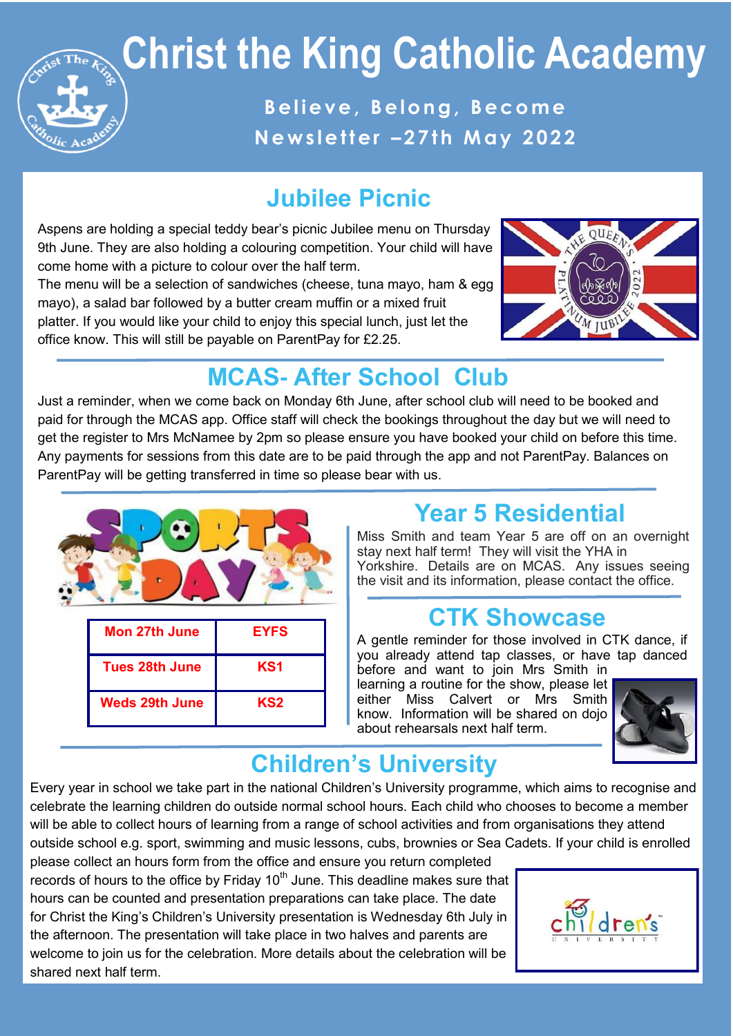# Christ the King Catholic Academy

**Believe, Belong, Become**

**Newsletter –27th May 2022**

## Jubilee Picnic

Aspens are holding a special teddy bear's picnic Jubilee menu on Thursday 9th June. They are also holding a colouring competition. Your child will have come home with a picture to colour over the half term.

The menu will be a selection of sandwiches (cheese, tuna mayo, ham & egg mayo), a salad bar followed by a butter cream muffin or a mixed fruit platter. If you would like your child to enjoy this special lunch, just let the office know. This will still be payable on ParentPay for £2.25.

## MCAS- After School Club

Just a reminder, when we come back on Monday 6th June, after school club will need to be booked and paid for through the MCAS app. Office staff will check the bookings throughout the day but we will need to get the register to Mrs McNamee by 2pm so please ensure you have booked your child on before this time. Any payments for sessions from this date are to be paid through the app and not ParentPay. Balances on ParentPay will be getting transferred in time so please bear with us.

## Sports Day

| | |
|---|---|
| Mon 27th June | EYFS |
| Tues 28th June | KS1 |
| Weds 29th June | KS2 |

## Year 5 Residential

Miss Smith and team Year 5 are off on an overnight stay next half term! They will visit the YHA in Yorkshire. Details are on MCAS. Any issues seeing the visit and its information, please contact the office.

## CTK Showcase

A gentle reminder for those involved in CTK dance, if you already attend tap classes, or have tap danced before and want to join Mrs Smith in learning a routine for the show, please let either Miss Calvert or Mrs Smith know. Information will be shared on dojo about rehearsals next half term.

## Children's University

Every year in school we take part in the national Children's University programme, which aims to recognise and celebrate the learning children do outside normal school hours. Each child who chooses to become a member will be able to collect hours of learning from a range of school activities and from organisations they attend outside school e.g. sport, swimming and music lessons, cubs, brownies or Sea Cadets. If your child is enrolled please collect an hours form from the office and ensure you return completed records of hours to the office by Friday 10th June. This deadline makes sure that hours can be counted and presentation preparations can take place. The date for Christ the King's Children's University presentation is Wednesday 6th July in the afternoon. The presentation will take place in two halves and parents are welcome to join us for the celebration. More details about the celebration will be shared next half term.